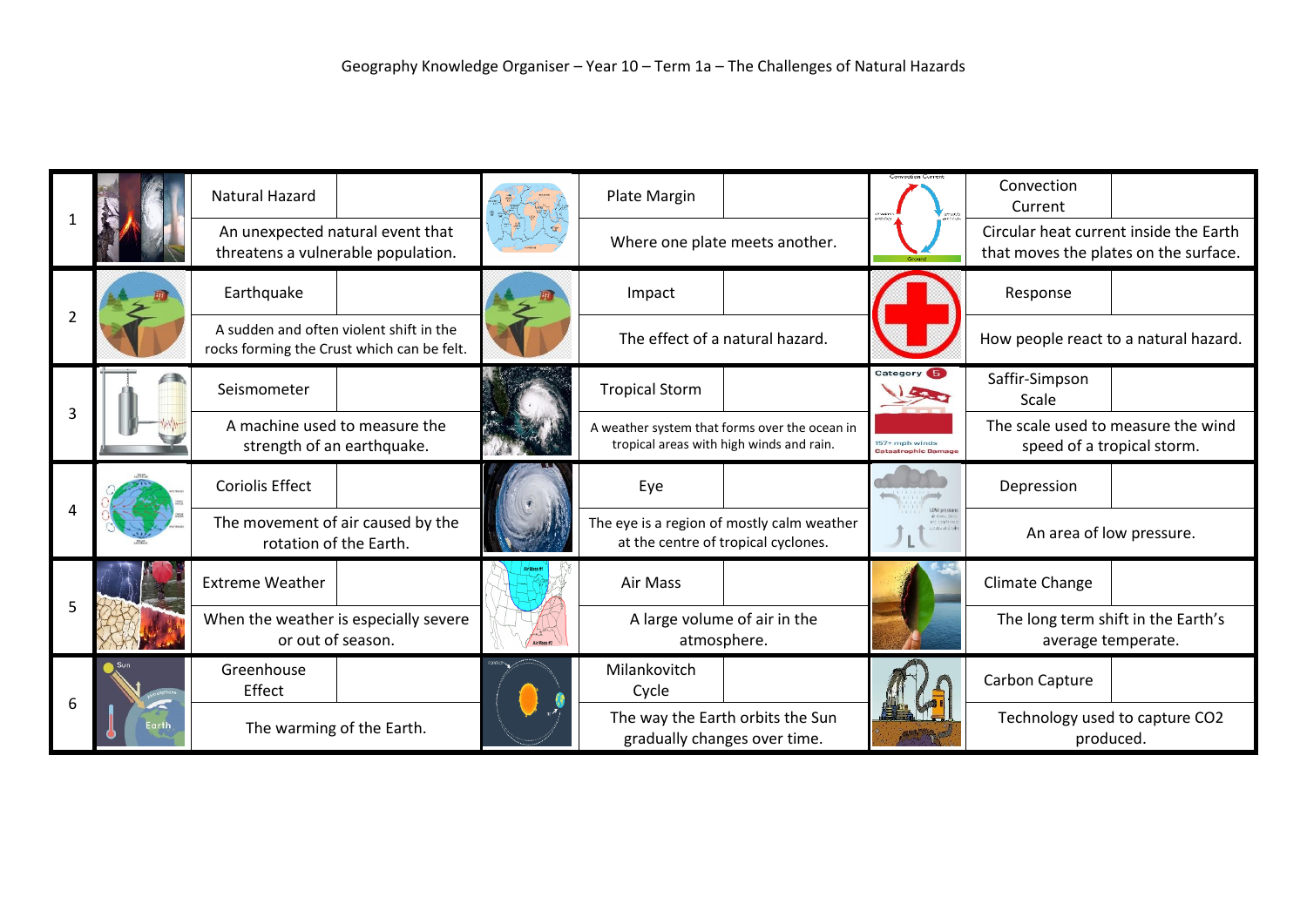Geography Knowledge Organiser – Year 10 – Term 1a – The Challenges of Natural Hazards

| # | Term | Definition | Term | Definition | Term | Definition |
|---|---|---|---|---|---|---|
| 1 | Natural Hazard | An unexpected natural event that threatens a vulnerable population. | Plate Margin | Where one plate meets another. | Convection Current | Circular heat current inside the Earth that moves the plates on the surface. |
| 2 | Earthquake | A sudden and often violent shift in the rocks forming the Crust which can be felt. | Impact | The effect of a natural hazard. | Response | How people react to a natural hazard. |
| 3 | Seismometer | A machine used to measure the strength of an earthquake. | Tropical Storm | A weather system that forms over the ocean in tropical areas with high winds and rain. | Saffir-Simpson Scale | The scale used to measure the wind speed of a tropical storm. |
| 4 | Coriolis Effect | The movement of air caused by the rotation of the Earth. | Eye | The eye is a region of mostly calm weather at the centre of tropical cyclones. | Depression | An area of low pressure. |
| 5 | Extreme Weather | When the weather is especially severe or out of season. | Air Mass | A large volume of air in the atmosphere. | Climate Change | The long term shift in the Earth's average temperate. |
| 6 | Greenhouse Effect | The warming of the Earth. | Milankovitch Cycle | The way the Earth orbits the Sun gradually changes over time. | Carbon Capture | Technology used to capture $CO_2$ produced. |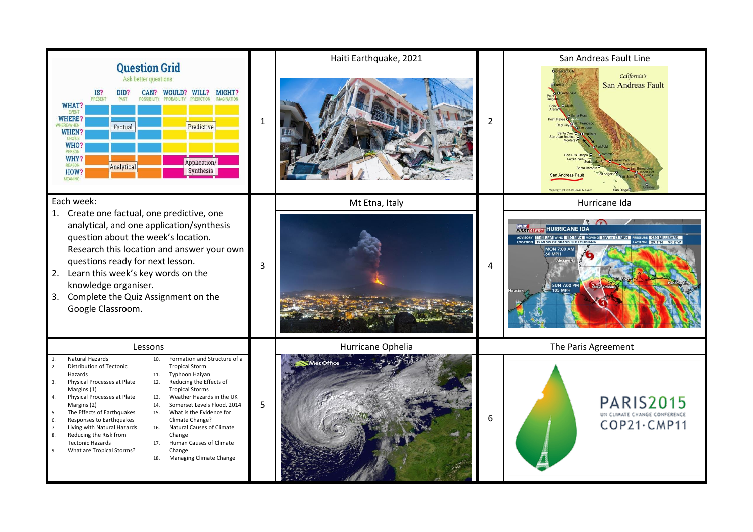## Question Grid

Ask better questions.

|  | IS? PRESENT | DID? PAST | CAN? POSSIBILITY | WOULD? PROBABILITY | WILL? PREDICTION | MIGHT? IMAGINATION |
|---|---|---|---|---|---|---|
| WHAT? EVENT | | | | | | |
| WHERE? WHERE/WHEN | | Factual | | | Predictive | |
| WHEN? CHOICE | | | | | | |
| WHO? PERSON | | | | | | |
| WHY? REASON | | Analytical | | | Application/ Synthesis | |
| HOW? MEANING | | | | | | |

Each week:

1. Create one factual, one predictive, one analytical, and one application/synthesis question about the week's location. Research this location and answer your own questions ready for next lesson.
2. Learn this week's key words on the knowledge organiser.
3. Complete the Quiz Assignment on the Google Classroom.

| Week | Location |
|---|---|
| 1 | Haiti Earthquake, 2021 |
| 2 | San Andreas Fault Line |
| 3 | Mt Etna, Italy |
| 4 | Hurricane Ida |
| 5 | Hurricane Ophelia |
| 6 | The Paris Agreement |

### Lessons

1. Natural Hazards
2. Distribution of Tectonic Hazards
3. Physical Processes at Plate Margins (1)
4. Physical Processes at Plate Margins (2)
5. The Effects of Earthquakes
6. Responses to Earthquakes
7. Living with Natural Hazards
8. Reducing the Risk from Tectonic Hazards
9. What are Tropical Storms?
10. Formation and Structure of a Tropical Storm
11. Typhoon Haiyan
12. Reducing the Effects of Tropical Storms
13. Weather Hazards in the UK
14. Somerset Levels Flood, 2014
15. What is the Evidence for Climate Change?
16. Natural Causes of Climate Change
17. Human Causes of Climate Change
18. Managing Climate Change